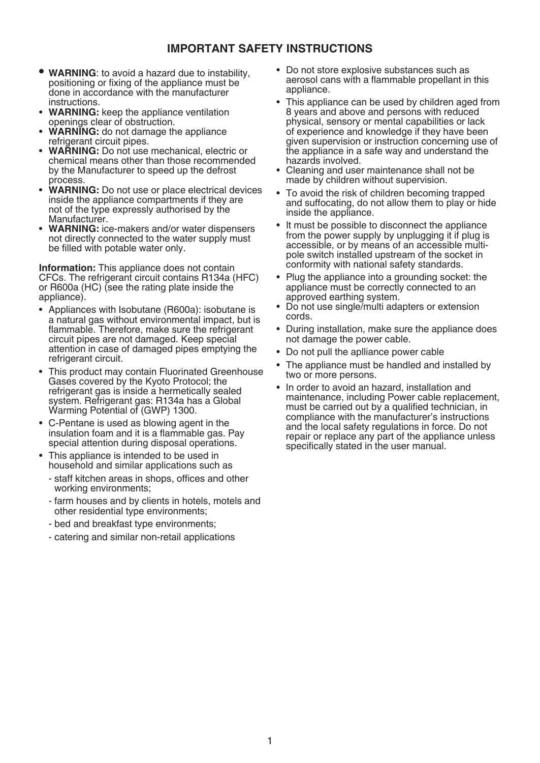# IMPORTANT SAFETY INSTRUCTIONS

- **WARNING**: to avoid a hazard due to instability, positioning or fixing of the appliance must be done in accordance with the manufacturer instructions.
- **WARNING:** keep the appliance ventilation openings clear of obstruction.
- **WARNING:** do not damage the appliance refrigerant circuit pipes.
- **WARNING:** Do not use mechanical, electric or chemical means other than those recommended by the Manufacturer to speed up the defrost process.
- **WARNING:** Do not use or place electrical devices inside the appliance compartments if they are not of the type expressly authorised by the Manufacturer.
- **WARNING:** ice-makers and/or water dispensers not directly connected to the water supply must be filled with potable water only.

**Information:** This appliance does not contain CFCs. The refrigerant circuit contains R134a (HFC) or R600a (HC) (see the rating plate inside the appliance).

- Appliances with Isobutane (R600a): isobutane is a natural gas without environmental impact, but is flammable. Therefore, make sure the refrigerant circuit pipes are not damaged. Keep special attention in case of damaged pipes emptying the refrigerant circuit.
- This product may contain Fluorinated Greenhouse Gases covered by the Kyoto Protocol; the refrigerant gas is inside a hermetically sealed system. Refrigerant gas: R134a has a Global Warming Potential of (GWP) 1300.
- C-Pentane is used as blowing agent in the insulation foam and it is a flammable gas. Pay special attention during disposal operations.
- This appliance is intended to be used in household and similar applications such as
  - staff kitchen areas in shops, offices and other working environments;
  - farm houses and by clients in hotels, motels and other residential type environments;
  - bed and breakfast type environments;
  - catering and similar non-retail applications
- Do not store explosive substances such as aerosol cans with a flammable propellant in this appliance.
- This appliance can be used by children aged from 8 years and above and persons with reduced physical, sensory or mental capabilities or lack of experience and knowledge if they have been given supervision or instruction concerning use of the appliance in a safe way and understand the hazards involved.
- Cleaning and user maintenance shall not be made by children without supervision.
- To avoid the risk of children becoming trapped and suffocating, do not allow them to play or hide inside the appliance.
- It must be possible to disconnect the appliance from the power supply by unplugging it if plug is accessible, or by means of an accessible multi-pole switch installed upstream of the socket in conformity with national safety standards.
- Plug the appliance into a grounding socket: the appliance must be correctly connected to an approved earthing system.
- Do not use single/multi adapters or extension cords.
- During installation, make sure the appliance does not damage the power cable.
- Do not pull the aplliance power cable
- The appliance must be handled and installed by two or more persons.
- In order to avoid an hazard, installation and maintenance, including Power cable replacement, must be carried out by a qualified technician, in compliance with the manufacturer's instructions and the local safety regulations in force. Do not repair or replace any part of the appliance unless specifically stated in the user manual.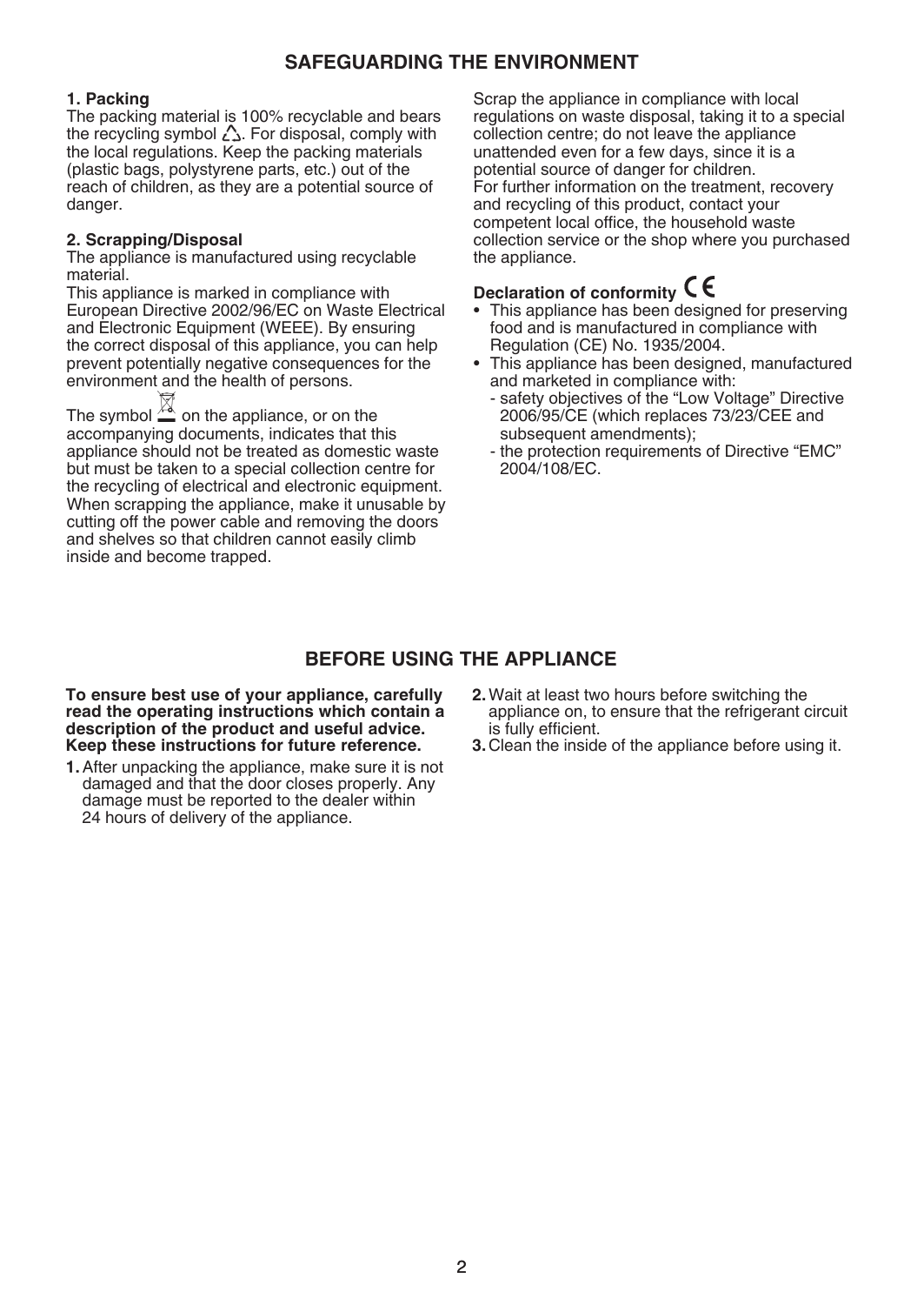## SAFEGUARDING THE ENVIRONMENT

**1. Packing**

The packing material is 100% recyclable and bears the recycling symbol ♲. For disposal, comply with the local regulations. Keep the packing materials (plastic bags, polystyrene parts, etc.) out of the reach of children, as they are a potential source of danger.

**2. Scrapping/Disposal**

The appliance is manufactured using recyclable material.

This appliance is marked in compliance with European Directive 2002/96/EC on Waste Electrical and Electronic Equipment (WEEE). By ensuring the correct disposal of this appliance, you can help prevent potentially negative consequences for the environment and the health of persons.

The symbol on the appliance, or on the accompanying documents, indicates that this appliance should not be treated as domestic waste but must be taken to a special collection centre for the recycling of electrical and electronic equipment. When scrapping the appliance, make it unusable by cutting off the power cable and removing the doors and shelves so that children cannot easily climb inside and become trapped.

Scrap the appliance in compliance with local regulations on waste disposal, taking it to a special collection centre; do not leave the appliance unattended even for a few days, since it is a potential source of danger for children.

For further information on the treatment, recovery and recycling of this product, contact your competent local office, the household waste collection service or the shop where you purchased the appliance.

**Declaration of conformity CE**

- This appliance has been designed for preserving food and is manufactured in compliance with Regulation (CE) No. 1935/2004.
- This appliance has been designed, manufactured and marketed in compliance with:
  - safety objectives of the "Low Voltage" Directive 2006/95/CE (which replaces 73/23/CEE and subsequent amendments);
  - the protection requirements of Directive "EMC" 2004/108/EC.

## BEFORE USING THE APPLIANCE

**To ensure best use of your appliance, carefully read the operating instructions which contain a description of the product and useful advice. Keep these instructions for future reference.**

1. After unpacking the appliance, make sure it is not damaged and that the door closes properly. Any damage must be reported to the dealer within 24 hours of delivery of the appliance.
2. Wait at least two hours before switching the appliance on, to ensure that the refrigerant circuit is fully efficient.
3. Clean the inside of the appliance before using it.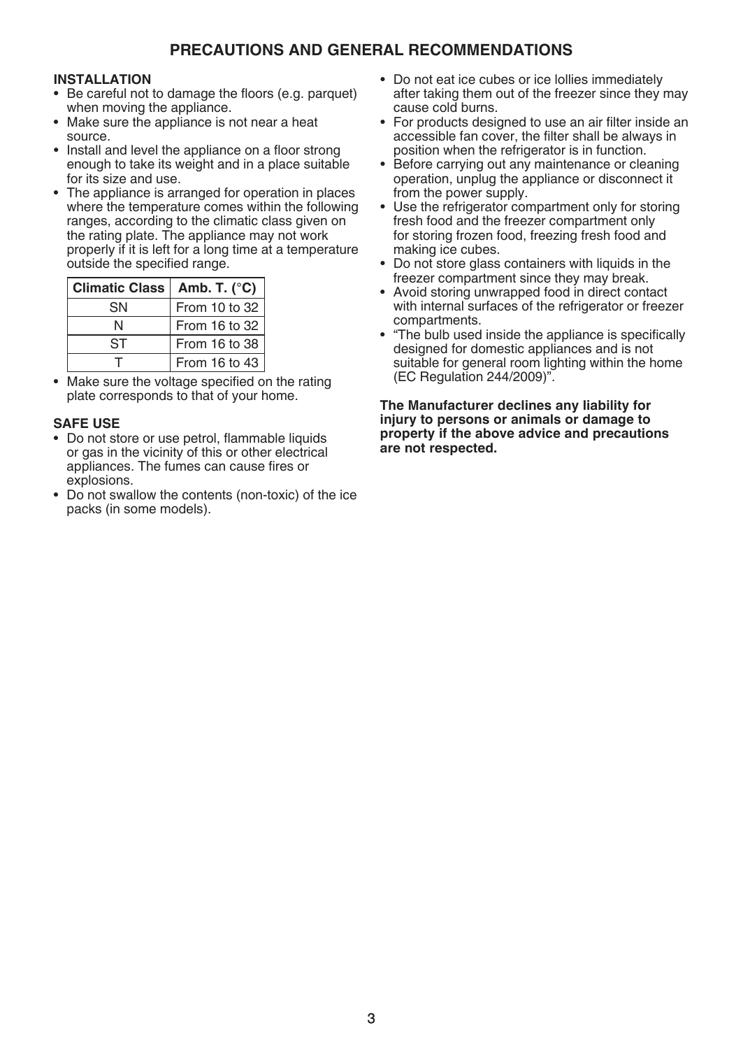# PRECAUTIONS AND GENERAL RECOMMENDATIONS

### INSTALLATION

- Be careful not to damage the floors (e.g. parquet) when moving the appliance.
- Make sure the appliance is not near a heat source.
- Install and level the appliance on a floor strong enough to take its weight and in a place suitable for its size and use.
- The appliance is arranged for operation in places where the temperature comes within the following ranges, according to the climatic class given on the rating plate. The appliance may not work properly if it is left for a long time at a temperature outside the specified range.

| Climatic Class | Amb. T. (°C) |
|---|---|
| SN | From 10 to 32 |
| N | From 16 to 32 |
| ST | From 16 to 38 |
| T | From 16 to 43 |

- Make sure the voltage specified on the rating plate corresponds to that of your home.

### SAFE USE

- Do not store or use petrol, flammable liquids or gas in the vicinity of this or other electrical appliances. The fumes can cause fires or explosions.
- Do not swallow the contents (non-toxic) of the ice packs (in some models).
- Do not eat ice cubes or ice lollies immediately after taking them out of the freezer since they may cause cold burns.
- For products designed to use an air filter inside an accessible fan cover, the filter shall be always in position when the refrigerator is in function.
- Before carrying out any maintenance or cleaning operation, unplug the appliance or disconnect it from the power supply.
- Use the refrigerator compartment only for storing fresh food and the freezer compartment only for storing frozen food, freezing fresh food and making ice cubes.
- Do not store glass containers with liquids in the freezer compartment since they may break.
- Avoid storing unwrapped food in direct contact with internal surfaces of the refrigerator or freezer compartments.
- "The bulb used inside the appliance is specifically designed for domestic appliances and is not suitable for general room lighting within the home (EC Regulation 244/2009)".

**The Manufacturer declines any liability for injury to persons or animals or damage to property if the above advice and precautions are not respected.**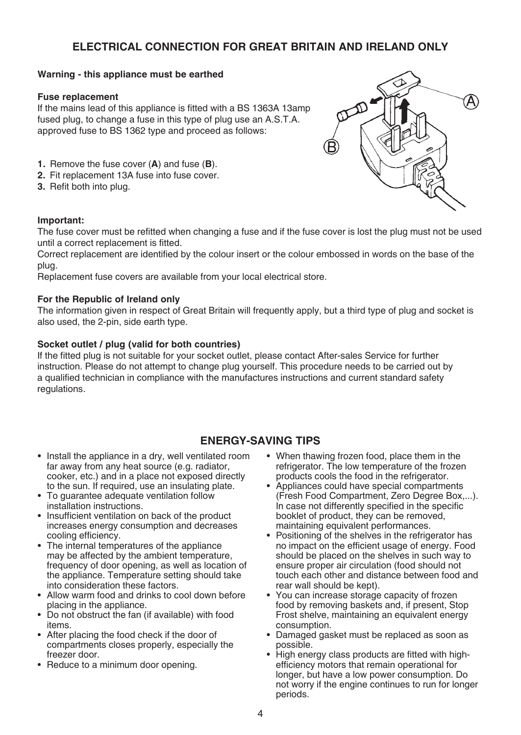## ELECTRICAL CONNECTION FOR GREAT BRITAIN AND IRELAND ONLY

**Warning - this appliance must be earthed**

**Fuse replacement**

If the mains lead of this appliance is fitted with a BS 1363A 13amp fused plug, to change a fuse in this type of plug use an A.S.T.A. approved fuse to BS 1362 type and proceed as follows:

1. Remove the fuse cover (**A**) and fuse (**B**).
2. Fit replacement 13A fuse into fuse cover.
3. Refit both into plug.

**Important:**

The fuse cover must be refitted when changing a fuse and if the fuse cover is lost the plug must not be used until a correct replacement is fitted.

Correct replacement are identified by the colour insert or the colour embossed in words on the base of the plug.

Replacement fuse covers are available from your local electrical store.

**For the Republic of Ireland only**

The information given in respect of Great Britain will frequently apply, but a third type of plug and socket is also used, the 2-pin, side earth type.

**Socket outlet / plug (valid for both countries)**

If the fitted plug is not suitable for your socket outlet, please contact After-sales Service for further instruction. Please do not attempt to change plug yourself. This procedure needs to be carried out by a qualified technician in compliance with the manufactures instructions and current standard safety regulations.

## ENERGY-SAVING TIPS

- Install the appliance in a dry, well ventilated room far away from any heat source (e.g. radiator, cooker, etc.) and in a place not exposed directly to the sun. If required, use an insulating plate.
- To guarantee adequate ventilation follow installation instructions.
- Insufficient ventilation on back of the product increases energy consumption and decreases cooling efficiency.
- The internal temperatures of the appliance may be affected by the ambient temperature, frequency of door opening, as well as location of the appliance. Temperature setting should take into consideration these factors.
- Allow warm food and drinks to cool down before placing in the appliance.
- Do not obstruct the fan (if available) with food items.
- After placing the food check if the door of compartments closes properly, especially the freezer door.
- Reduce to a minimum door opening.
- When thawing frozen food, place them in the refrigerator. The low temperature of the frozen products cools the food in the refrigerator.
- Appliances could have special compartments (Fresh Food Compartment, Zero Degree Box,...). In case not differently specified in the specific booklet of product, they can be removed, maintaining equivalent performances.
- Positioning of the shelves in the refrigerator has no impact on the efficient usage of energy. Food should be placed on the shelves in such way to ensure proper air circulation (food should not touch each other and distance between food and rear wall should be kept).
- You can increase storage capacity of frozen food by removing baskets and, if present, Stop Frost shelve, maintaining an equivalent energy consumption.
- Damaged gasket must be replaced as soon as possible.
- High energy class products are fitted with high-efficiency motors that remain operational for longer, but have a low power consumption. Do not worry if the engine continues to run for longer periods.